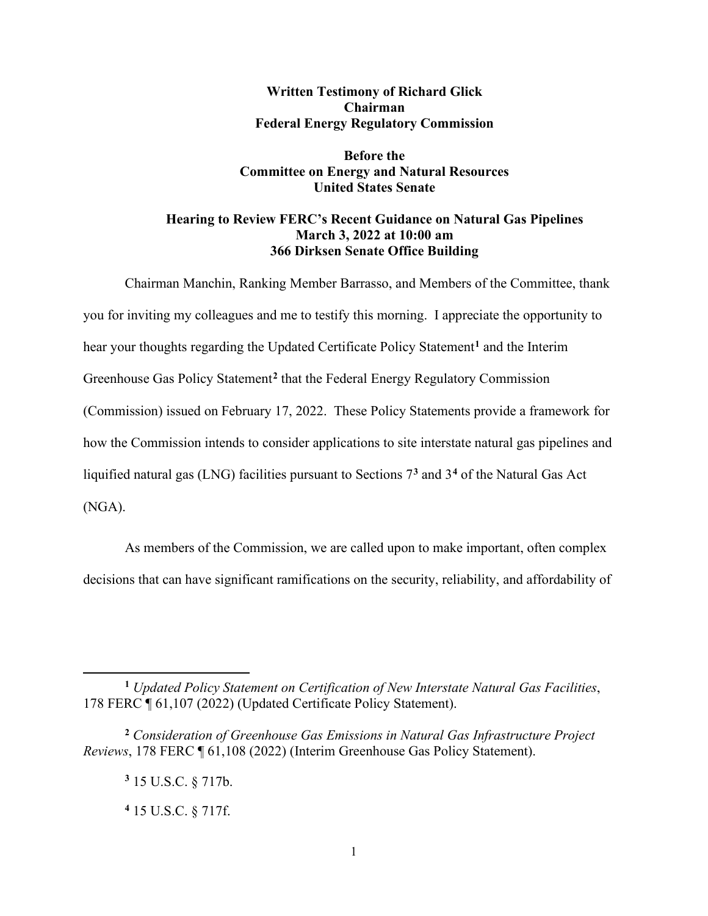**Written Testimony of Richard Glick**
**Chairman**
**Federal Energy Regulatory Commission**

**Before the**
**Committee on Energy and Natural Resources**
**United States Senate**

**Hearing to Review FERC's Recent Guidance on Natural Gas Pipelines**
**March 3, 2022 at 10:00 am**
**366 Dirksen Senate Office Building**

Chairman Manchin, Ranking Member Barrasso, and Members of the Committee, thank you for inviting my colleagues and me to testify this morning. I appreciate the opportunity to hear your thoughts regarding the Updated Certificate Policy Statement[1] and the Interim Greenhouse Gas Policy Statement[2] that the Federal Energy Regulatory Commission (Commission) issued on February 17, 2022. These Policy Statements provide a framework for how the Commission intends to consider applications to site interstate natural gas pipelines and liquified natural gas (LNG) facilities pursuant to Sections 7[3] and 3[4] of the Natural Gas Act (NGA).

As members of the Commission, we are called upon to make important, often complex decisions that can have significant ramifications on the security, reliability, and affordability of

---

[1] *Updated Policy Statement on Certification of New Interstate Natural Gas Facilities*, 178 FERC ¶ 61,107 (2022) (Updated Certificate Policy Statement).

[2] *Consideration of Greenhouse Gas Emissions in Natural Gas Infrastructure Project Reviews*, 178 FERC ¶ 61,108 (2022) (Interim Greenhouse Gas Policy Statement).

[3] 15 U.S.C. § 717b.

[4] 15 U.S.C. § 717f.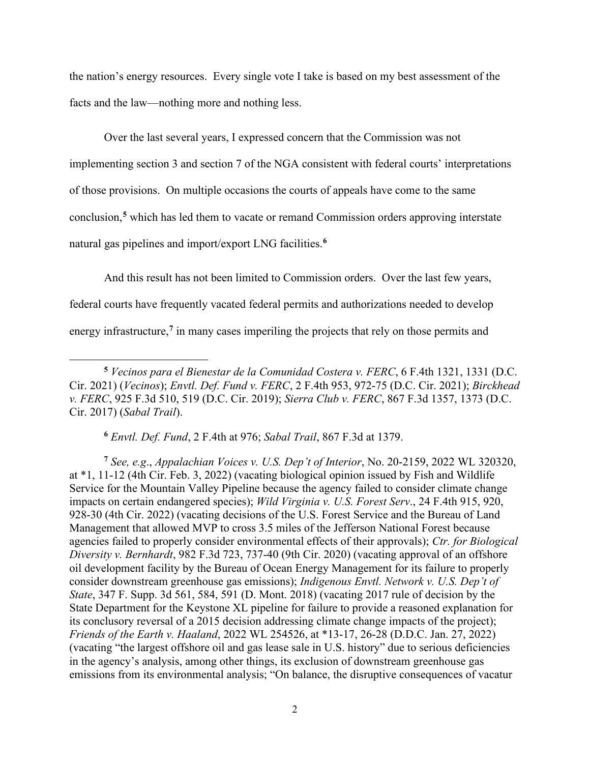the nation's energy resources. Every single vote I take is based on my best assessment of the facts and the law—nothing more and nothing less.

Over the last several years, I expressed concern that the Commission was not implementing section 3 and section 7 of the NGA consistent with federal courts' interpretations of those provisions. On multiple occasions the courts of appeals have come to the same conclusion,[5] which has led them to vacate or remand Commission orders approving interstate natural gas pipelines and import/export LNG facilities.[6]

And this result has not been limited to Commission orders. Over the last few years, federal courts have frequently vacated federal permits and authorizations needed to develop energy infrastructure,[7] in many cases imperiling the projects that rely on those permits and

---

[5] *Vecinos para el Bienestar de la Comunidad Costera v. FERC*, 6 F.4th 1321, 1331 (D.C. Cir. 2021) (*Vecinos*); *Envtl. Def. Fund v. FERC*, 2 F.4th 953, 972-75 (D.C. Cir. 2021); *Birckhead v. FERC*, 925 F.3d 510, 519 (D.C. Cir. 2019); *Sierra Club v. FERC*, 867 F.3d 1357, 1373 (D.C. Cir. 2017) (*Sabal Trail*).

[6] *Envtl. Def. Fund*, 2 F.4th at 976; *Sabal Trail*, 867 F.3d at 1379.

[7] *See, e.g*., *Appalachian Voices v. U.S. Dep't of Interior*, No. 20-2159, 2022 WL 320320, at *1, 11-12 (4th Cir. Feb. 3, 2022) (vacating biological opinion issued by Fish and Wildlife Service for the Mountain Valley Pipeline because the agency failed to consider climate change impacts on certain endangered species); *Wild Virginia v. U.S. Forest Serv*., 24 F.4th 915, 920, 928-30 (4th Cir. 2022) (vacating decisions of the U.S. Forest Service and the Bureau of Land Management that allowed MVP to cross 3.5 miles of the Jefferson National Forest because agencies failed to properly consider environmental effects of their approvals); *Ctr. for Biological Diversity v. Bernhardt*, 982 F.3d 723, 737-40 (9th Cir. 2020) (vacating approval of an offshore oil development facility by the Bureau of Ocean Energy Management for its failure to properly consider downstream greenhouse gas emissions); *Indigenous Envtl. Network v. U.S. Dep't of State*, 347 F. Supp. 3d 561, 584, 591 (D. Mont. 2018) (vacating 2017 rule of decision by the State Department for the Keystone XL pipeline for failure to provide a reasoned explanation for its conclusory reversal of a 2015 decision addressing climate change impacts of the project); *Friends of the Earth v. Haaland*, 2022 WL 254526, at *13-17, 26-28 (D.D.C. Jan. 27, 2022) (vacating "the largest offshore oil and gas lease sale in U.S. history" due to serious deficiencies in the agency's analysis, among other things, its exclusion of downstream greenhouse gas emissions from its environmental analysis; "On balance, the disruptive consequences of vacatur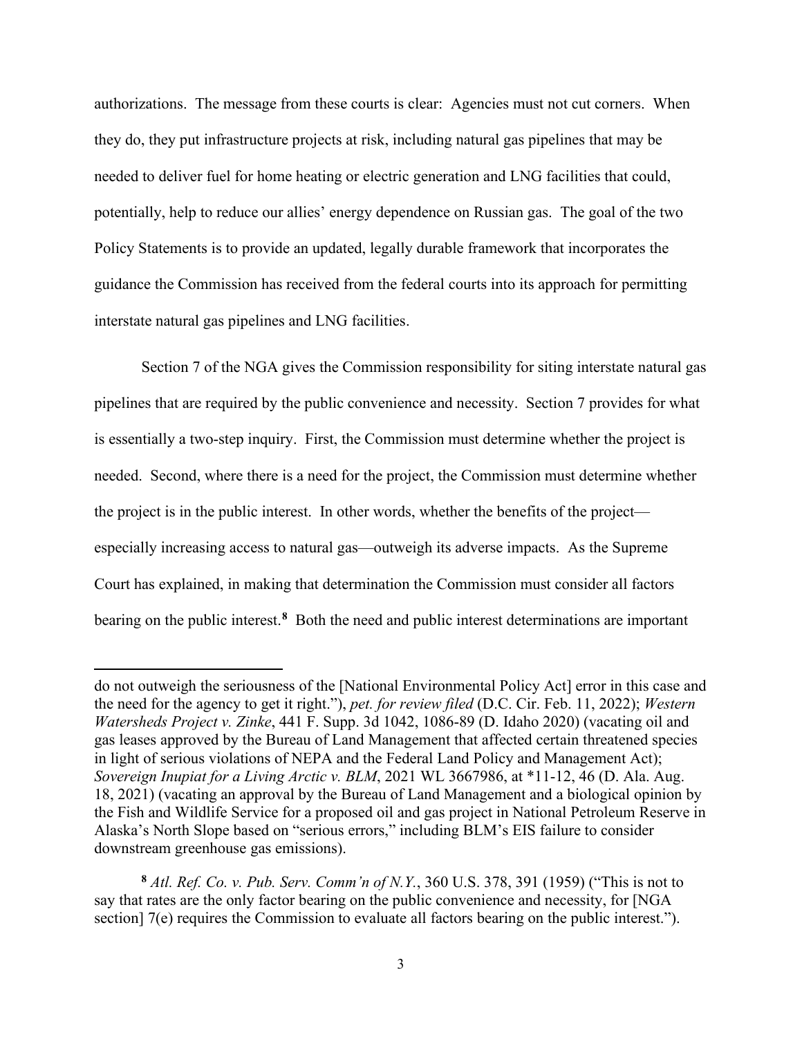authorizations. The message from these courts is clear: Agencies must not cut corners. When they do, they put infrastructure projects at risk, including natural gas pipelines that may be needed to deliver fuel for home heating or electric generation and LNG facilities that could, potentially, help to reduce our allies' energy dependence on Russian gas. The goal of the two Policy Statements is to provide an updated, legally durable framework that incorporates the guidance the Commission has received from the federal courts into its approach for permitting interstate natural gas pipelines and LNG facilities.

Section 7 of the NGA gives the Commission responsibility for siting interstate natural gas pipelines that are required by the public convenience and necessity. Section 7 provides for what is essentially a two-step inquiry. First, the Commission must determine whether the project is needed. Second, where there is a need for the project, the Commission must determine whether the project is in the public interest. In other words, whether the benefits of the project—especially increasing access to natural gas—outweigh its adverse impacts. As the Supreme Court has explained, in making that determination the Commission must consider all factors bearing on the public interest.[8] Both the need and public interest determinations are important

---

do not outweigh the seriousness of the [National Environmental Policy Act] error in this case and the need for the agency to get it right."), *pet. for review filed* (D.C. Cir. Feb. 11, 2022); *Western Watersheds Project v. Zinke*, 441 F. Supp. 3d 1042, 1086-89 (D. Idaho 2020) (vacating oil and gas leases approved by the Bureau of Land Management that affected certain threatened species in light of serious violations of NEPA and the Federal Land Policy and Management Act); *Sovereign Inupiat for a Living Arctic v. BLM*, 2021 WL 3667986, at *11-12, 46 (D. Ala. Aug. 18, 2021) (vacating an approval by the Bureau of Land Management and a biological opinion by the Fish and Wildlife Service for a proposed oil and gas project in National Petroleum Reserve in Alaska's North Slope based on "serious errors," including BLM's EIS failure to consider downstream greenhouse gas emissions).

[8] *Atl. Ref. Co. v. Pub. Serv. Comm'n of N.Y.*, 360 U.S. 378, 391 (1959) ("This is not to say that rates are the only factor bearing on the public convenience and necessity, for [NGA section] 7(e) requires the Commission to evaluate all factors bearing on the public interest.").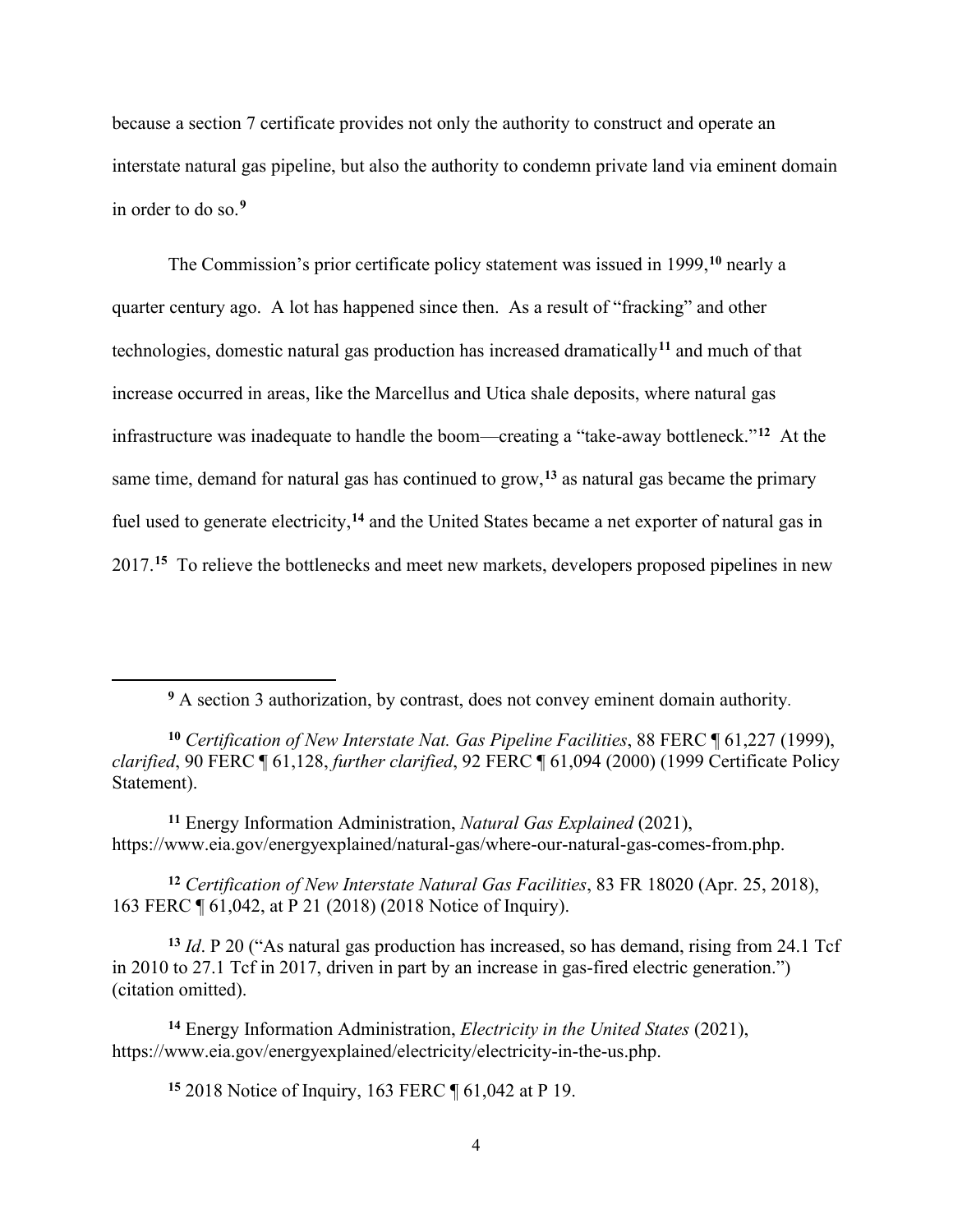because a section 7 certificate provides not only the authority to construct and operate an interstate natural gas pipeline, but also the authority to condemn private land via eminent domain in order to do so.[9]

The Commission's prior certificate policy statement was issued in 1999,[10] nearly a quarter century ago. A lot has happened since then. As a result of "fracking" and other technologies, domestic natural gas production has increased dramatically[11] and much of that increase occurred in areas, like the Marcellus and Utica shale deposits, where natural gas infrastructure was inadequate to handle the boom—creating a "take-away bottleneck."[12] At the same time, demand for natural gas has continued to grow,[13] as natural gas became the primary fuel used to generate electricity,[14] and the United States became a net exporter of natural gas in 2017.[15] To relieve the bottlenecks and meet new markets, developers proposed pipelines in new

---

[9] A section 3 authorization, by contrast, does not convey eminent domain authority.

[10] *Certification of New Interstate Nat. Gas Pipeline Facilities*, 88 FERC ¶ 61,227 (1999), *clarified*, 90 FERC ¶ 61,128, *further clarified*, 92 FERC ¶ 61,094 (2000) (1999 Certificate Policy Statement).

[11] Energy Information Administration, *Natural Gas Explained* (2021), https://www.eia.gov/energyexplained/natural-gas/where-our-natural-gas-comes-from.php.

[12] *Certification of New Interstate Natural Gas Facilities*, 83 FR 18020 (Apr. 25, 2018), 163 FERC ¶ 61,042, at P 21 (2018) (2018 Notice of Inquiry).

[13] *Id*. P 20 ("As natural gas production has increased, so has demand, rising from 24.1 Tcf in 2010 to 27.1 Tcf in 2017, driven in part by an increase in gas-fired electric generation.") (citation omitted).

[14] Energy Information Administration, *Electricity in the United States* (2021), https://www.eia.gov/energyexplained/electricity/electricity-in-the-us.php.

[15] 2018 Notice of Inquiry, 163 FERC ¶ 61,042 at P 19.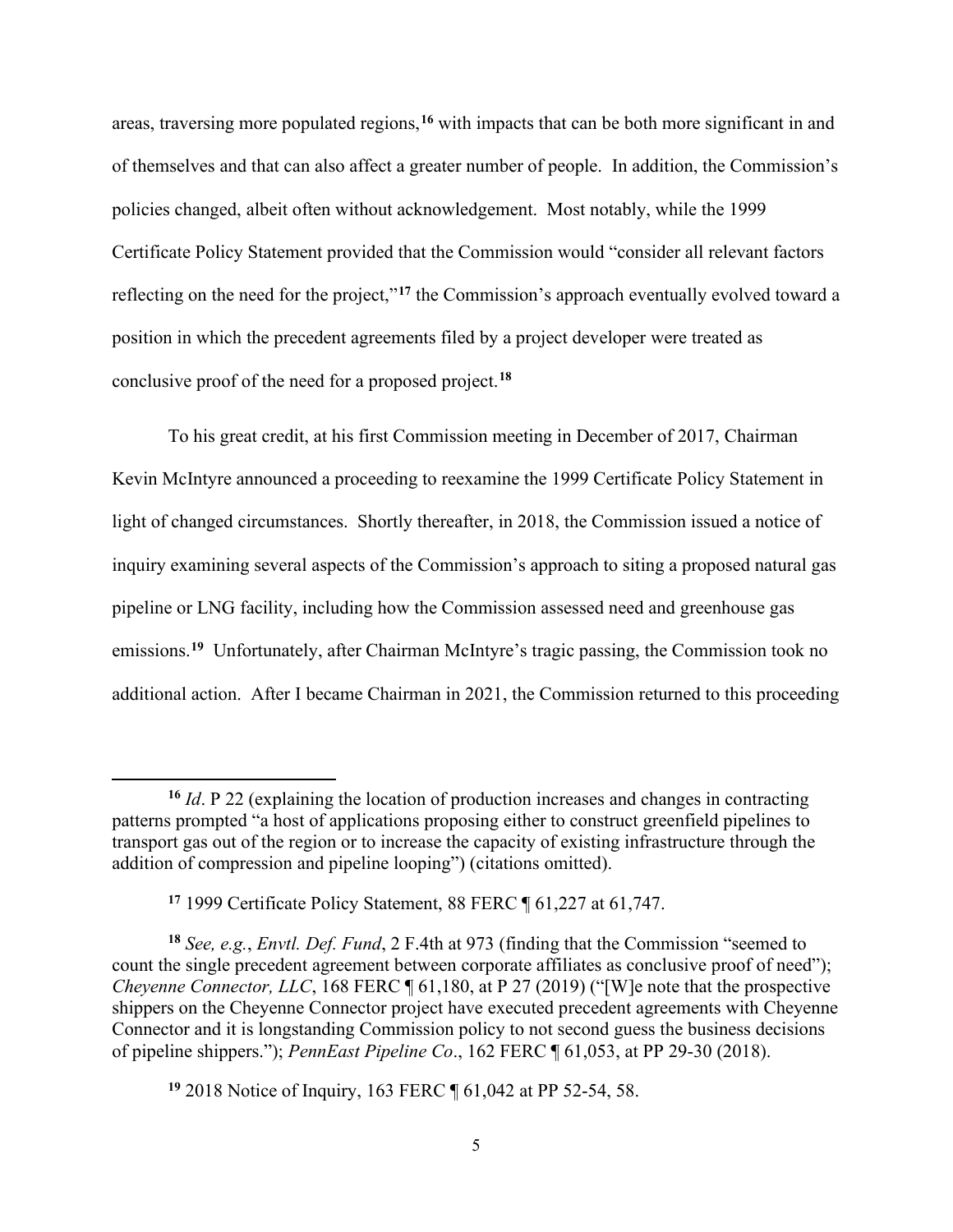areas, traversing more populated regions,[16] with impacts that can be both more significant in and of themselves and that can also affect a greater number of people. In addition, the Commission's policies changed, albeit often without acknowledgement. Most notably, while the 1999 Certificate Policy Statement provided that the Commission would "consider all relevant factors reflecting on the need for the project,"[17] the Commission's approach eventually evolved toward a position in which the precedent agreements filed by a project developer were treated as conclusive proof of the need for a proposed project.[18]

To his great credit, at his first Commission meeting in December of 2017, Chairman Kevin McIntyre announced a proceeding to reexamine the 1999 Certificate Policy Statement in light of changed circumstances. Shortly thereafter, in 2018, the Commission issued a notice of inquiry examining several aspects of the Commission's approach to siting a proposed natural gas pipeline or LNG facility, including how the Commission assessed need and greenhouse gas emissions.[19] Unfortunately, after Chairman McIntyre's tragic passing, the Commission took no additional action. After I became Chairman in 2021, the Commission returned to this proceeding

---

[16] *Id*. P 22 (explaining the location of production increases and changes in contracting patterns prompted "a host of applications proposing either to construct greenfield pipelines to transport gas out of the region or to increase the capacity of existing infrastructure through the addition of compression and pipeline looping") (citations omitted).

[17] 1999 Certificate Policy Statement, 88 FERC ¶ 61,227 at 61,747.

[18] *See, e.g.*, *Envtl. Def. Fund*, 2 F.4th at 973 (finding that the Commission "seemed to count the single precedent agreement between corporate affiliates as conclusive proof of need"); *Cheyenne Connector, LLC*, 168 FERC ¶ 61,180, at P 27 (2019) ("[W]e note that the prospective shippers on the Cheyenne Connector project have executed precedent agreements with Cheyenne Connector and it is longstanding Commission policy to not second guess the business decisions of pipeline shippers."); *PennEast Pipeline Co*., 162 FERC ¶ 61,053, at PP 29-30 (2018).

[19] 2018 Notice of Inquiry, 163 FERC ¶ 61,042 at PP 52-54, 58.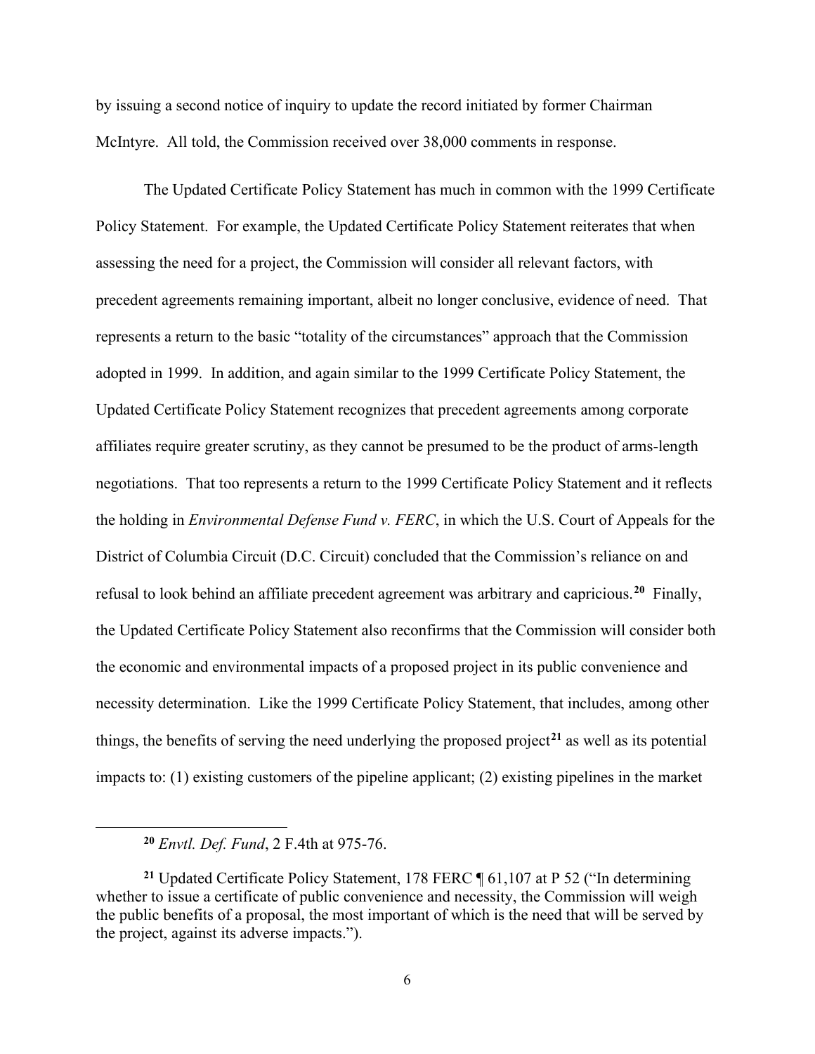by issuing a second notice of inquiry to update the record initiated by former Chairman McIntyre. All told, the Commission received over 38,000 comments in response.

The Updated Certificate Policy Statement has much in common with the 1999 Certificate Policy Statement. For example, the Updated Certificate Policy Statement reiterates that when assessing the need for a project, the Commission will consider all relevant factors, with precedent agreements remaining important, albeit no longer conclusive, evidence of need. That represents a return to the basic "totality of the circumstances" approach that the Commission adopted in 1999. In addition, and again similar to the 1999 Certificate Policy Statement, the Updated Certificate Policy Statement recognizes that precedent agreements among corporate affiliates require greater scrutiny, as they cannot be presumed to be the product of arms-length negotiations. That too represents a return to the 1999 Certificate Policy Statement and it reflects the holding in *Environmental Defense Fund v. FERC*, in which the U.S. Court of Appeals for the District of Columbia Circuit (D.C. Circuit) concluded that the Commission's reliance on and refusal to look behind an affiliate precedent agreement was arbitrary and capricious.[20] Finally, the Updated Certificate Policy Statement also reconfirms that the Commission will consider both the economic and environmental impacts of a proposed project in its public convenience and necessity determination. Like the 1999 Certificate Policy Statement, that includes, among other things, the benefits of serving the need underlying the proposed project[21] as well as its potential impacts to: (1) existing customers of the pipeline applicant; (2) existing pipelines in the market

[20] *Envtl. Def. Fund*, 2 F.4th at 975-76.

[21] Updated Certificate Policy Statement, 178 FERC ¶ 61,107 at P 52 ("In determining whether to issue a certificate of public convenience and necessity, the Commission will weigh the public benefits of a proposal, the most important of which is the need that will be served by the project, against its adverse impacts.").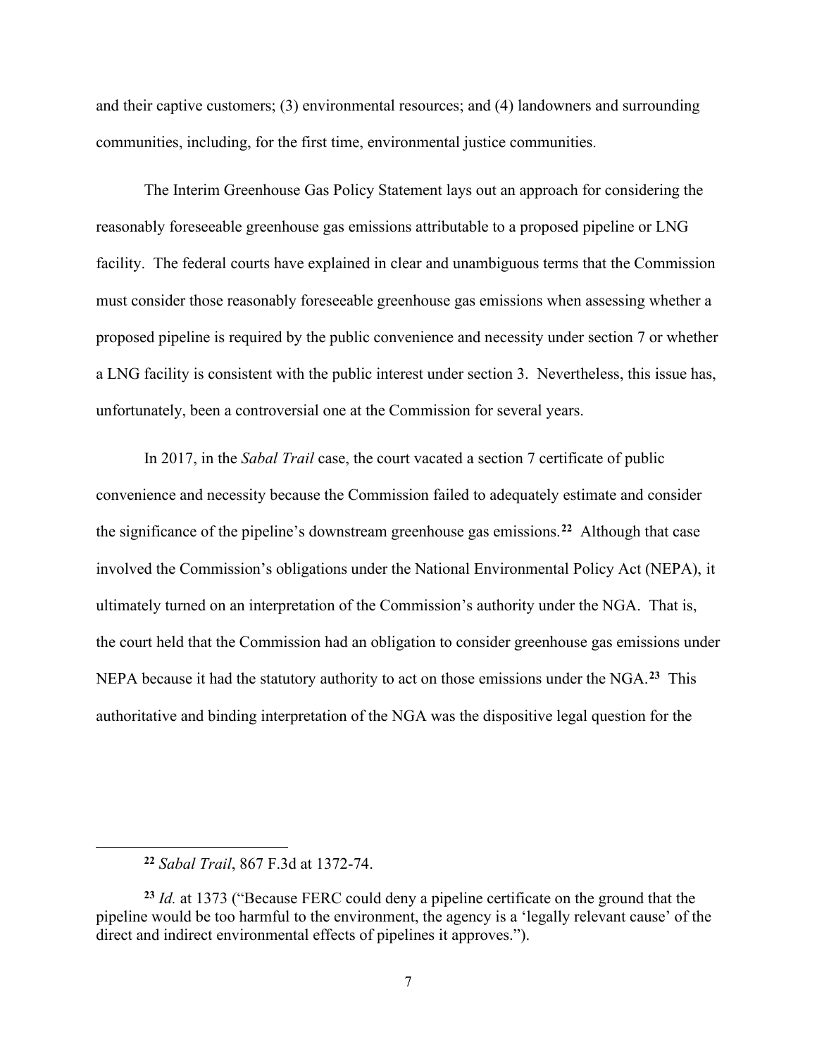and their captive customers; (3) environmental resources; and (4) landowners and surrounding communities, including, for the first time, environmental justice communities.

The Interim Greenhouse Gas Policy Statement lays out an approach for considering the reasonably foreseeable greenhouse gas emissions attributable to a proposed pipeline or LNG facility. The federal courts have explained in clear and unambiguous terms that the Commission must consider those reasonably foreseeable greenhouse gas emissions when assessing whether a proposed pipeline is required by the public convenience and necessity under section 7 or whether a LNG facility is consistent with the public interest under section 3. Nevertheless, this issue has, unfortunately, been a controversial one at the Commission for several years.

In 2017, in the *Sabal Trail* case, the court vacated a section 7 certificate of public convenience and necessity because the Commission failed to adequately estimate and consider the significance of the pipeline's downstream greenhouse gas emissions.[22] Although that case involved the Commission's obligations under the National Environmental Policy Act (NEPA), it ultimately turned on an interpretation of the Commission's authority under the NGA. That is, the court held that the Commission had an obligation to consider greenhouse gas emissions under NEPA because it had the statutory authority to act on those emissions under the NGA.[23] This authoritative and binding interpretation of the NGA was the dispositive legal question for the

---

[22] *Sabal Trail*, 867 F.3d at 1372-74.

[23] *Id.* at 1373 ("Because FERC could deny a pipeline certificate on the ground that the pipeline would be too harmful to the environment, the agency is a 'legally relevant cause' of the direct and indirect environmental effects of pipelines it approves.").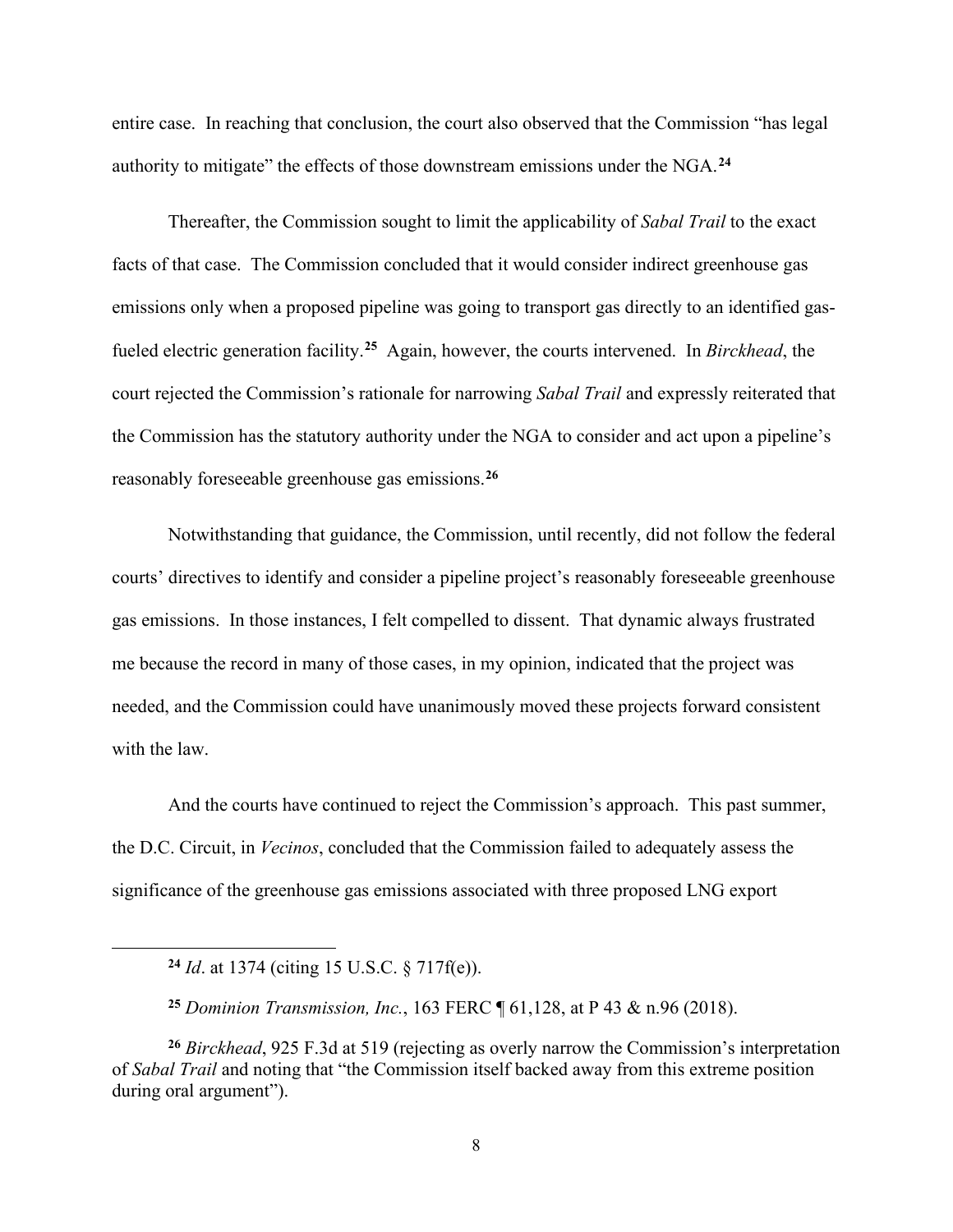entire case. In reaching that conclusion, the court also observed that the Commission "has legal authority to mitigate" the effects of those downstream emissions under the NGA.[24]

Thereafter, the Commission sought to limit the applicability of *Sabal Trail* to the exact facts of that case. The Commission concluded that it would consider indirect greenhouse gas emissions only when a proposed pipeline was going to transport gas directly to an identified gas-fueled electric generation facility.[25] Again, however, the courts intervened. In *Birckhead*, the court rejected the Commission's rationale for narrowing *Sabal Trail* and expressly reiterated that the Commission has the statutory authority under the NGA to consider and act upon a pipeline's reasonably foreseeable greenhouse gas emissions.[26]

Notwithstanding that guidance, the Commission, until recently, did not follow the federal courts' directives to identify and consider a pipeline project's reasonably foreseeable greenhouse gas emissions. In those instances, I felt compelled to dissent. That dynamic always frustrated me because the record in many of those cases, in my opinion, indicated that the project was needed, and the Commission could have unanimously moved these projects forward consistent with the law.

And the courts have continued to reject the Commission's approach. This past summer, the D.C. Circuit, in *Vecinos*, concluded that the Commission failed to adequately assess the significance of the greenhouse gas emissions associated with three proposed LNG export

---

[24] *Id*. at 1374 (citing 15 U.S.C. § 717f(e)).

[25] *Dominion Transmission, Inc.*, 163 FERC ¶ 61,128, at P 43 & n.96 (2018).

[26] *Birckhead*, 925 F.3d at 519 (rejecting as overly narrow the Commission's interpretation of *Sabal Trail* and noting that "the Commission itself backed away from this extreme position during oral argument").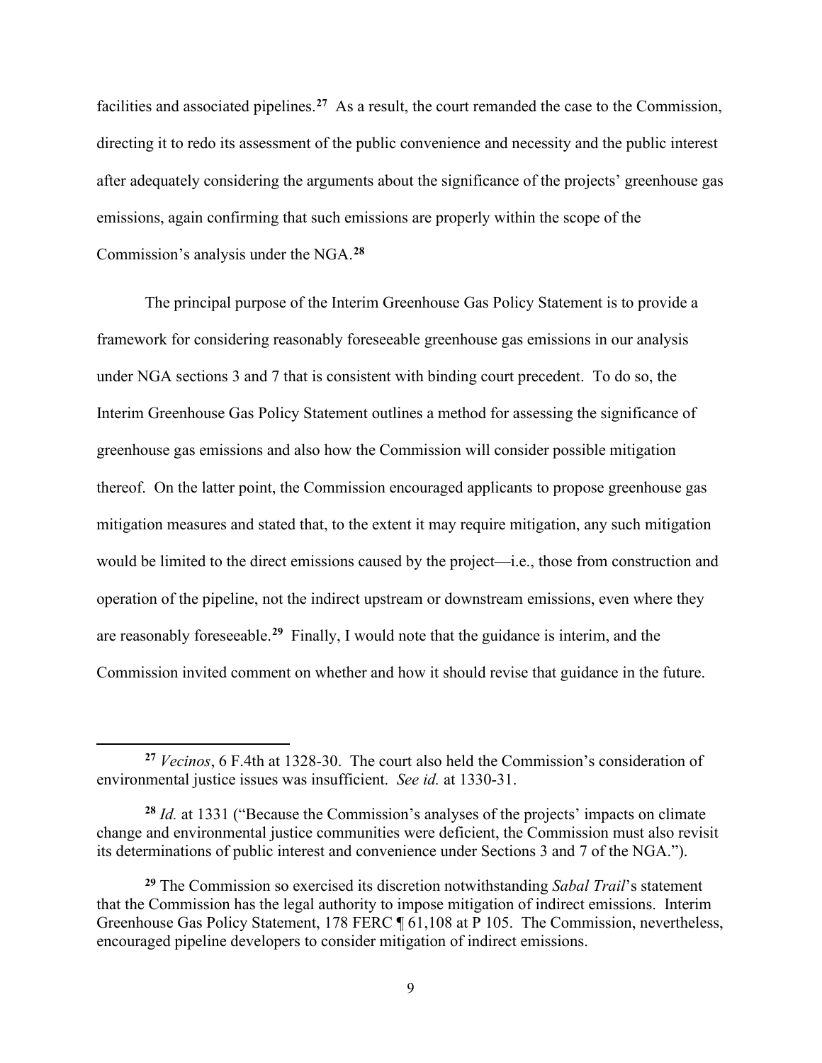facilities and associated pipelines.[27] As a result, the court remanded the case to the Commission, directing it to redo its assessment of the public convenience and necessity and the public interest after adequately considering the arguments about the significance of the projects' greenhouse gas emissions, again confirming that such emissions are properly within the scope of the Commission's analysis under the NGA.[28]

The principal purpose of the Interim Greenhouse Gas Policy Statement is to provide a framework for considering reasonably foreseeable greenhouse gas emissions in our analysis under NGA sections 3 and 7 that is consistent with binding court precedent. To do so, the Interim Greenhouse Gas Policy Statement outlines a method for assessing the significance of greenhouse gas emissions and also how the Commission will consider possible mitigation thereof. On the latter point, the Commission encouraged applicants to propose greenhouse gas mitigation measures and stated that, to the extent it may require mitigation, any such mitigation would be limited to the direct emissions caused by the project—i.e., those from construction and operation of the pipeline, not the indirect upstream or downstream emissions, even where they are reasonably foreseeable.[29] Finally, I would note that the guidance is interim, and the Commission invited comment on whether and how it should revise that guidance in the future.

---

[27] *Vecinos*, 6 F.4th at 1328-30. The court also held the Commission's consideration of environmental justice issues was insufficient. *See id.* at 1330-31.

[28] *Id.* at 1331 ("Because the Commission's analyses of the projects' impacts on climate change and environmental justice communities were deficient, the Commission must also revisit its determinations of public interest and convenience under Sections 3 and 7 of the NGA.").

[29] The Commission so exercised its discretion notwithstanding *Sabal Trail*'s statement that the Commission has the legal authority to impose mitigation of indirect emissions. Interim Greenhouse Gas Policy Statement, 178 FERC ¶ 61,108 at P 105. The Commission, nevertheless, encouraged pipeline developers to consider mitigation of indirect emissions.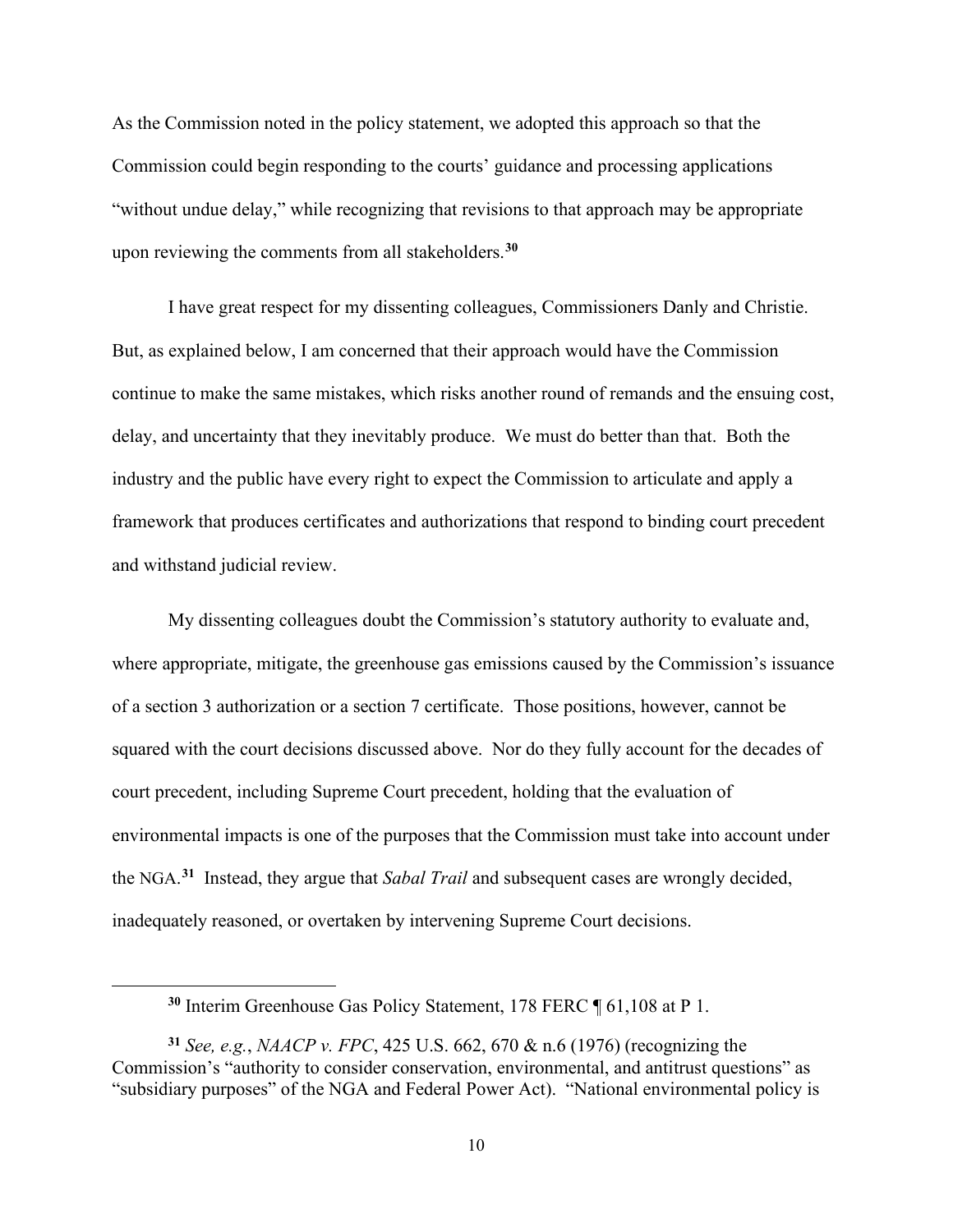As the Commission noted in the policy statement, we adopted this approach so that the Commission could begin responding to the courts' guidance and processing applications "without undue delay," while recognizing that revisions to that approach may be appropriate upon reviewing the comments from all stakeholders.[30]

I have great respect for my dissenting colleagues, Commissioners Danly and Christie. But, as explained below, I am concerned that their approach would have the Commission continue to make the same mistakes, which risks another round of remands and the ensuing cost, delay, and uncertainty that they inevitably produce. We must do better than that. Both the industry and the public have every right to expect the Commission to articulate and apply a framework that produces certificates and authorizations that respond to binding court precedent and withstand judicial review.

My dissenting colleagues doubt the Commission's statutory authority to evaluate and, where appropriate, mitigate, the greenhouse gas emissions caused by the Commission's issuance of a section 3 authorization or a section 7 certificate. Those positions, however, cannot be squared with the court decisions discussed above. Nor do they fully account for the decades of court precedent, including Supreme Court precedent, holding that the evaluation of environmental impacts is one of the purposes that the Commission must take into account under the NGA.[31] Instead, they argue that *Sabal Trail* and subsequent cases are wrongly decided, inadequately reasoned, or overtaken by intervening Supreme Court decisions.

---

[30] Interim Greenhouse Gas Policy Statement, 178 FERC ¶ 61,108 at P 1.

[31] *See, e.g.*, *NAACP v. FPC*, 425 U.S. 662, 670 & n.6 (1976) (recognizing the Commission's "authority to consider conservation, environmental, and antitrust questions" as "subsidiary purposes" of the NGA and Federal Power Act). "National environmental policy is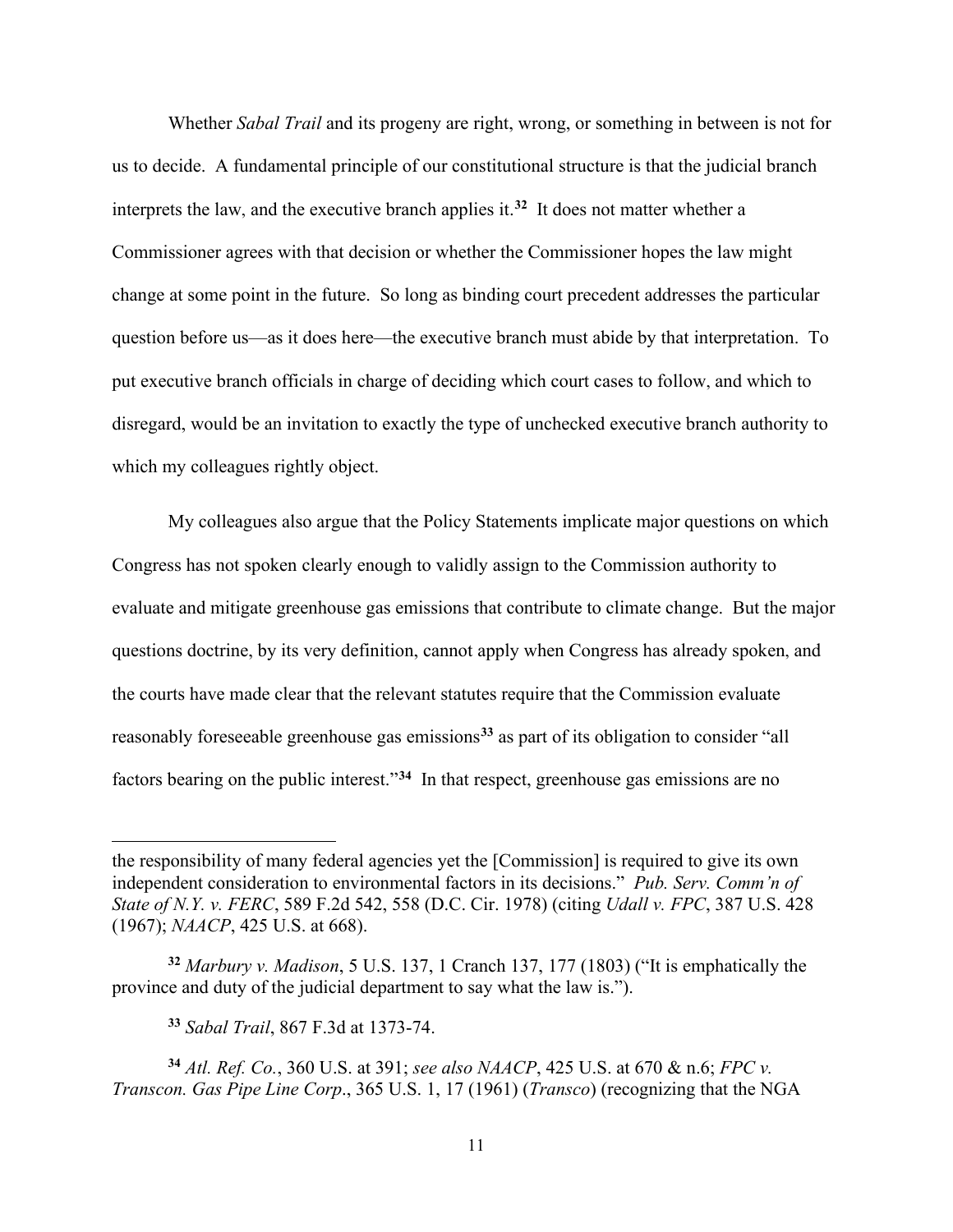Whether *Sabal Trail* and its progeny are right, wrong, or something in between is not for us to decide. A fundamental principle of our constitutional structure is that the judicial branch interprets the law, and the executive branch applies it.[32] It does not matter whether a Commissioner agrees with that decision or whether the Commissioner hopes the law might change at some point in the future. So long as binding court precedent addresses the particular question before us—as it does here—the executive branch must abide by that interpretation. To put executive branch officials in charge of deciding which court cases to follow, and which to disregard, would be an invitation to exactly the type of unchecked executive branch authority to which my colleagues rightly object.

My colleagues also argue that the Policy Statements implicate major questions on which Congress has not spoken clearly enough to validly assign to the Commission authority to evaluate and mitigate greenhouse gas emissions that contribute to climate change. But the major questions doctrine, by its very definition, cannot apply when Congress has already spoken, and the courts have made clear that the relevant statutes require that the Commission evaluate reasonably foreseeable greenhouse gas emissions[33] as part of its obligation to consider "all factors bearing on the public interest."[34] In that respect, greenhouse gas emissions are no

---

the responsibility of many federal agencies yet the [Commission] is required to give its own independent consideration to environmental factors in its decisions." *Pub. Serv. Comm'n of State of N.Y. v. FERC*, 589 F.2d 542, 558 (D.C. Cir. 1978) (citing *Udall v. FPC*, 387 U.S. 428 (1967); *NAACP*, 425 U.S. at 668).

[32] *Marbury v. Madison*, 5 U.S. 137, 1 Cranch 137, 177 (1803) ("It is emphatically the province and duty of the judicial department to say what the law is.").

[33] *Sabal Trail*, 867 F.3d at 1373-74.

[34] *Atl. Ref. Co.*, 360 U.S. at 391; *see also NAACP*, 425 U.S. at 670 & n.6; *FPC v. Transcon. Gas Pipe Line Corp*., 365 U.S. 1, 17 (1961) (*Transco*) (recognizing that the NGA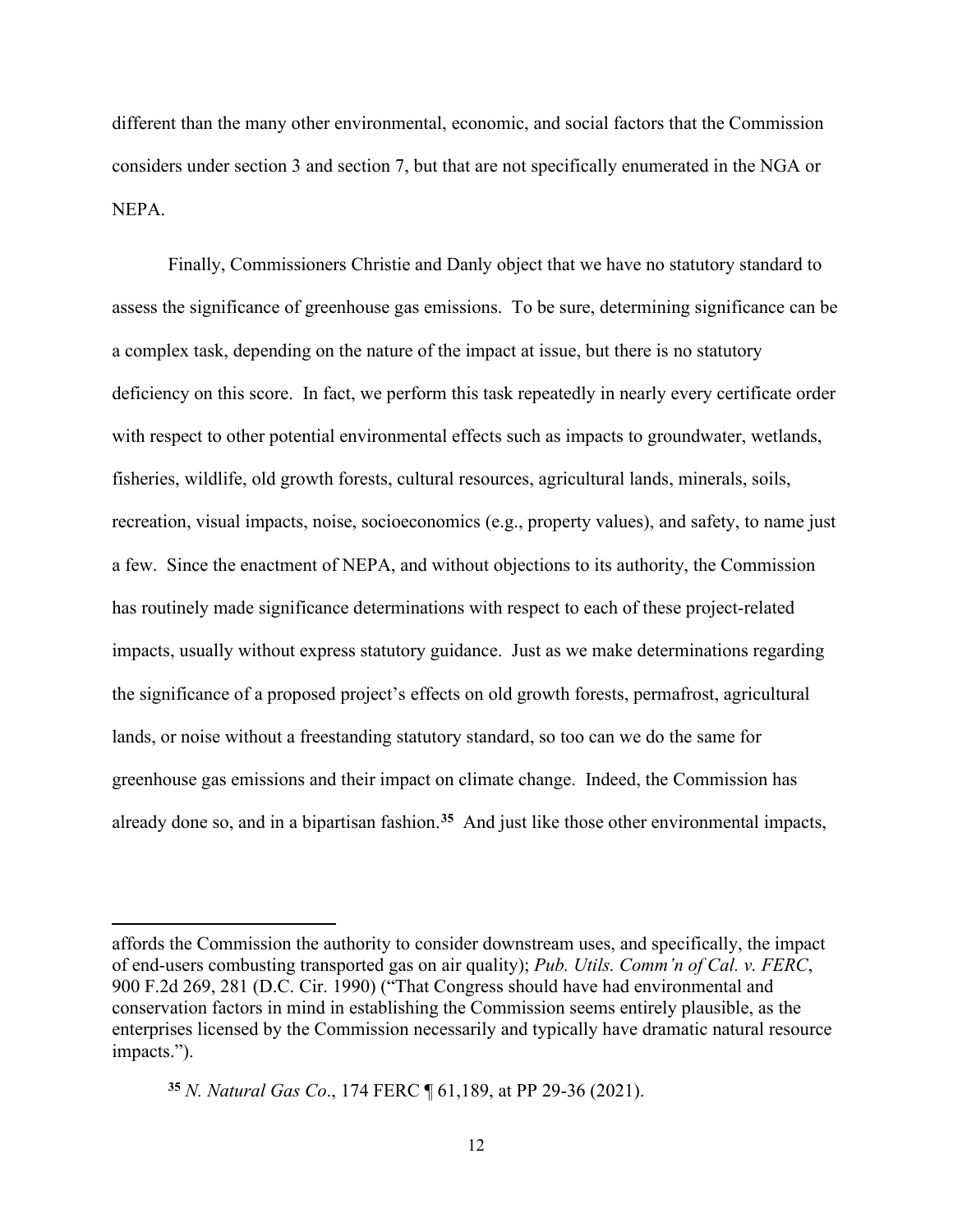different than the many other environmental, economic, and social factors that the Commission considers under section 3 and section 7, but that are not specifically enumerated in the NGA or NEPA.

Finally, Commissioners Christie and Danly object that we have no statutory standard to assess the significance of greenhouse gas emissions. To be sure, determining significance can be a complex task, depending on the nature of the impact at issue, but there is no statutory deficiency on this score. In fact, we perform this task repeatedly in nearly every certificate order with respect to other potential environmental effects such as impacts to groundwater, wetlands, fisheries, wildlife, old growth forests, cultural resources, agricultural lands, minerals, soils, recreation, visual impacts, noise, socioeconomics (e.g., property values), and safety, to name just a few. Since the enactment of NEPA, and without objections to its authority, the Commission has routinely made significance determinations with respect to each of these project-related impacts, usually without express statutory guidance. Just as we make determinations regarding the significance of a proposed project's effects on old growth forests, permafrost, agricultural lands, or noise without a freestanding statutory standard, so too can we do the same for greenhouse gas emissions and their impact on climate change. Indeed, the Commission has already done so, and in a bipartisan fashion.[35] And just like those other environmental impacts,

---

affords the Commission the authority to consider downstream uses, and specifically, the impact of end-users combusting transported gas on air quality); *Pub. Utils. Comm'n of Cal. v. FERC*, 900 F.2d 269, 281 (D.C. Cir. 1990) ("That Congress should have had environmental and conservation factors in mind in establishing the Commission seems entirely plausible, as the enterprises licensed by the Commission necessarily and typically have dramatic natural resource impacts.").

[35] *N. Natural Gas Co*., 174 FERC ¶ 61,189, at PP 29-36 (2021).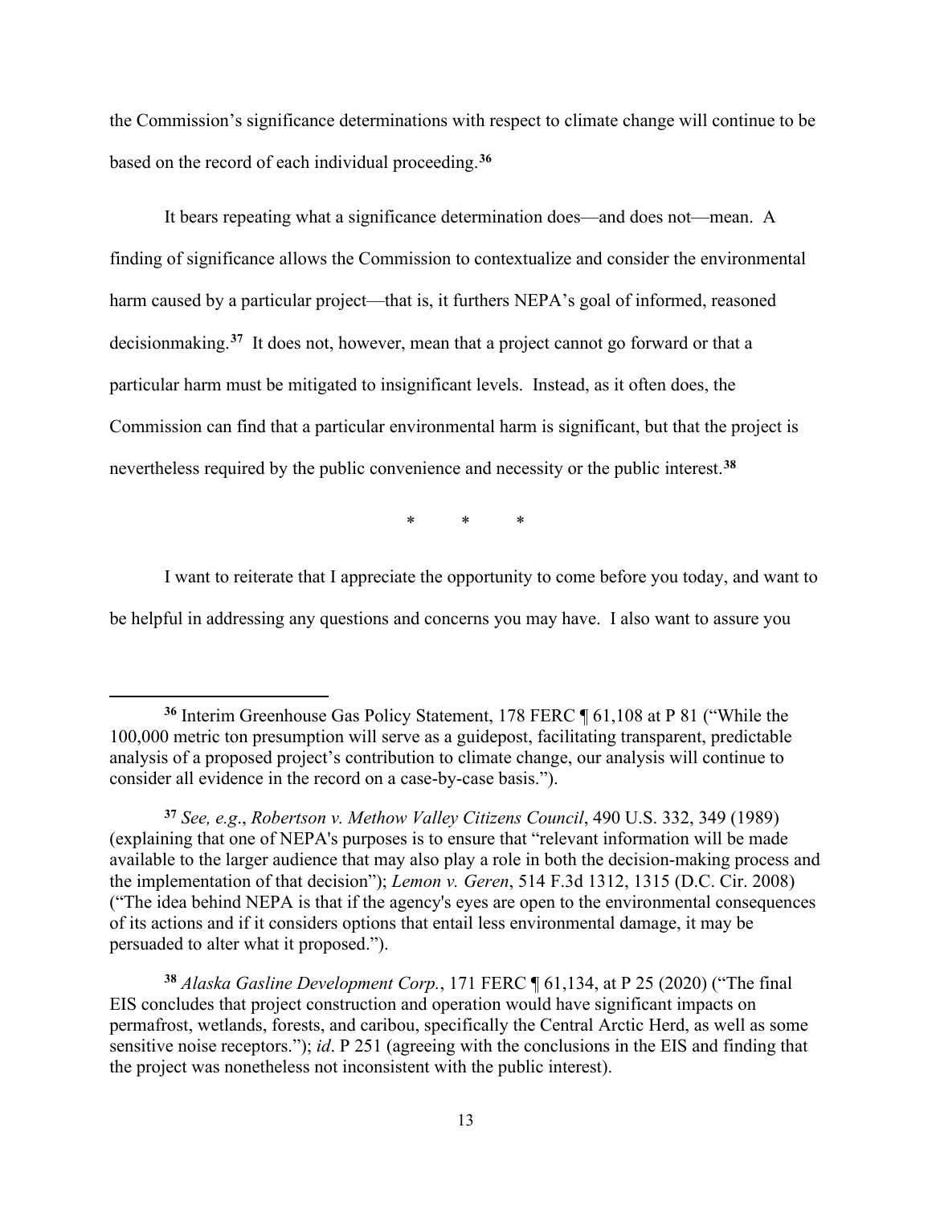the Commission's significance determinations with respect to climate change will continue to be based on the record of each individual proceeding.[36]

It bears repeating what a significance determination does—and does not—mean. A finding of significance allows the Commission to contextualize and consider the environmental harm caused by a particular project—that is, it furthers NEPA's goal of informed, reasoned decisionmaking.[37] It does not, however, mean that a project cannot go forward or that a particular harm must be mitigated to insignificant levels. Instead, as it often does, the Commission can find that a particular environmental harm is significant, but that the project is nevertheless required by the public convenience and necessity or the public interest.[38]

\*          \*          \*

I want to reiterate that I appreciate the opportunity to come before you today, and want to be helpful in addressing any questions and concerns you may have. I also want to assure you

---

[36] Interim Greenhouse Gas Policy Statement, 178 FERC ¶ 61,108 at P 81 ("While the 100,000 metric ton presumption will serve as a guidepost, facilitating transparent, predictable analysis of a proposed project's contribution to climate change, our analysis will continue to consider all evidence in the record on a case-by-case basis.").

[37] *See, e.g*., *Robertson v. Methow Valley Citizens Council*, 490 U.S. 332, 349 (1989) (explaining that one of NEPA's purposes is to ensure that "relevant information will be made available to the larger audience that may also play a role in both the decision-making process and the implementation of that decision"); *Lemon v. Geren*, 514 F.3d 1312, 1315 (D.C. Cir. 2008) ("The idea behind NEPA is that if the agency's eyes are open to the environmental consequences of its actions and if it considers options that entail less environmental damage, it may be persuaded to alter what it proposed.").

[38] *Alaska Gasline Development Corp.*, 171 FERC ¶ 61,134, at P 25 (2020) ("The final EIS concludes that project construction and operation would have significant impacts on permafrost, wetlands, forests, and caribou, specifically the Central Arctic Herd, as well as some sensitive noise receptors."); *id*. P 251 (agreeing with the conclusions in the EIS and finding that the project was nonetheless not inconsistent with the public interest).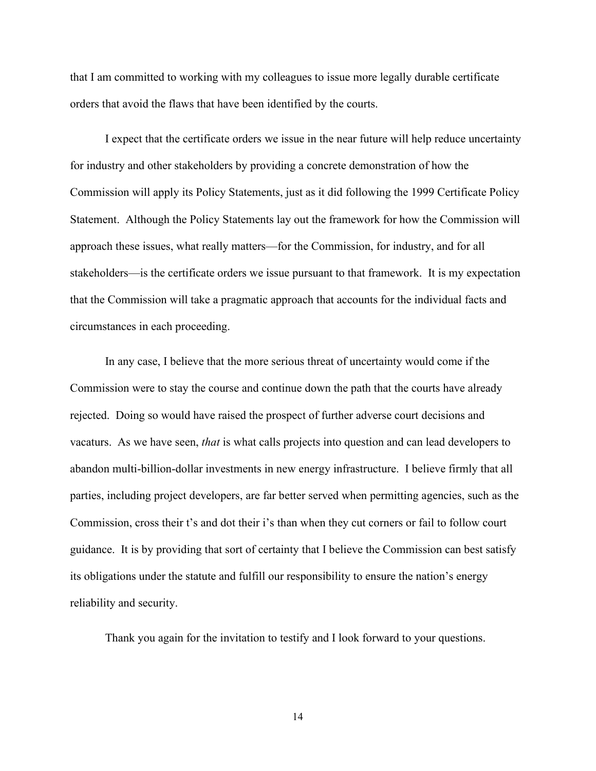that I am committed to working with my colleagues to issue more legally durable certificate orders that avoid the flaws that have been identified by the courts.

I expect that the certificate orders we issue in the near future will help reduce uncertainty for industry and other stakeholders by providing a concrete demonstration of how the Commission will apply its Policy Statements, just as it did following the 1999 Certificate Policy Statement. Although the Policy Statements lay out the framework for how the Commission will approach these issues, what really matters—for the Commission, for industry, and for all stakeholders—is the certificate orders we issue pursuant to that framework. It is my expectation that the Commission will take a pragmatic approach that accounts for the individual facts and circumstances in each proceeding.

In any case, I believe that the more serious threat of uncertainty would come if the Commission were to stay the course and continue down the path that the courts have already rejected. Doing so would have raised the prospect of further adverse court decisions and vacaturs. As we have seen, *that* is what calls projects into question and can lead developers to abandon multi-billion-dollar investments in new energy infrastructure. I believe firmly that all parties, including project developers, are far better served when permitting agencies, such as the Commission, cross their t's and dot their i's than when they cut corners or fail to follow court guidance. It is by providing that sort of certainty that I believe the Commission can best satisfy its obligations under the statute and fulfill our responsibility to ensure the nation's energy reliability and security.

Thank you again for the invitation to testify and I look forward to your questions.